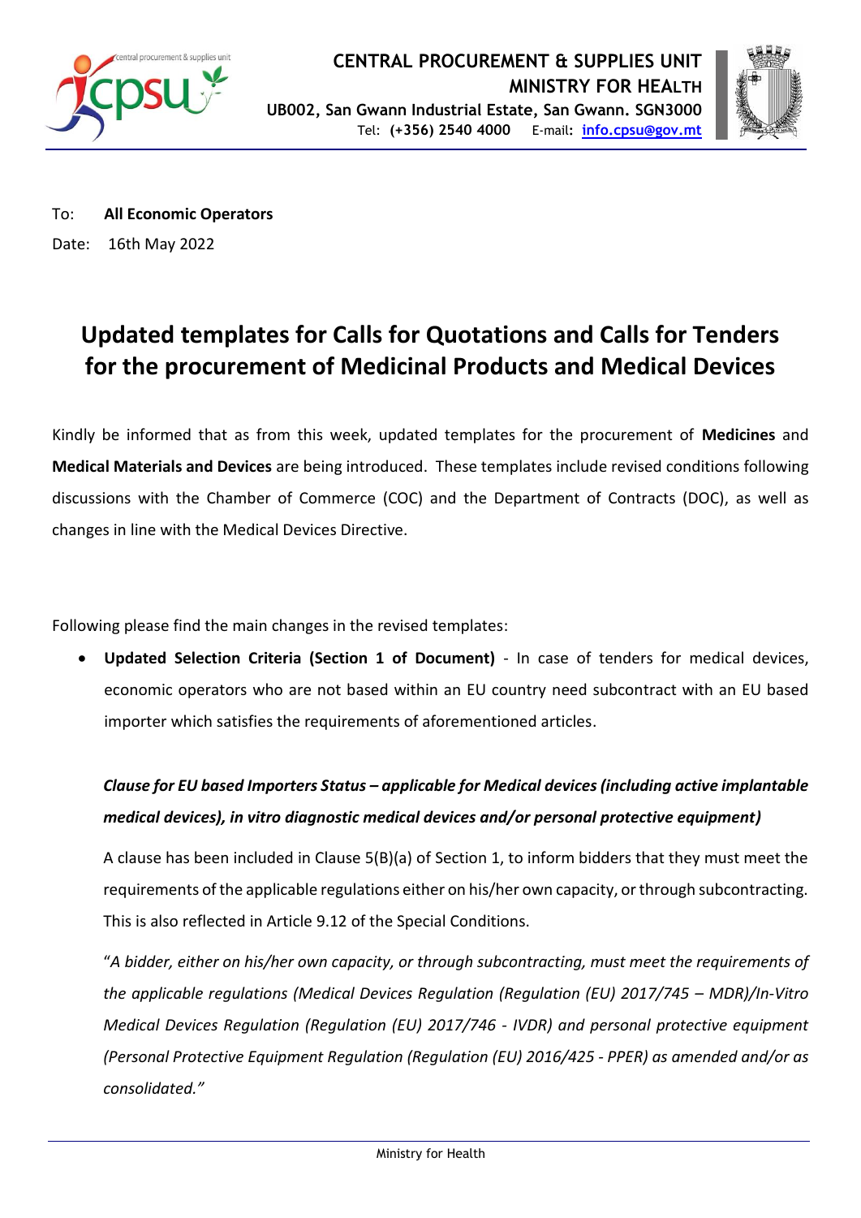CENTRAL PROCUREMENT & SUPPLIES UNIT
MINISTRY FOR HEALTH
UB002, San Gwann Industrial Estate, San Gwann. SGN3000
Tel: **(+356) 2540 4000** E-mail: **info.cpsu@gov.mt**

To: **All Economic Operators**

Date: 16th May 2022

# Updated templates for Calls for Quotations and Calls for Tenders for the procurement of Medicinal Products and Medical Devices

Kindly be informed that as from this week, updated templates for the procurement of **Medicines** and **Medical Materials and Devices** are being introduced. These templates include revised conditions following discussions with the Chamber of Commerce (COC) and the Department of Contracts (DOC), as well as changes in line with the Medical Devices Directive.

Following please find the main changes in the revised templates:

- **Updated Selection Criteria (Section 1 of Document)** - In case of tenders for medical devices, economic operators who are not based within an EU country need subcontract with an EU based importer which satisfies the requirements of aforementioned articles.

  ***Clause for EU based Importers Status – applicable for Medical devices (including active implantable medical devices), in vitro diagnostic medical devices and/or personal protective equipment)***

  A clause has been included in Clause 5(B)(a) of Section 1, to inform bidders that they must meet the requirements of the applicable regulations either on his/her own capacity, or through subcontracting. This is also reflected in Article 9.12 of the Special Conditions.

  "*A bidder, either on his/her own capacity, or through subcontracting, must meet the requirements of the applicable regulations (Medical Devices Regulation (Regulation (EU) 2017/745 – MDR)/In-Vitro Medical Devices Regulation (Regulation (EU) 2017/746 - IVDR) and personal protective equipment (Personal Protective Equipment Regulation (Regulation (EU) 2016/425 - PPER) as amended and/or as consolidated.*"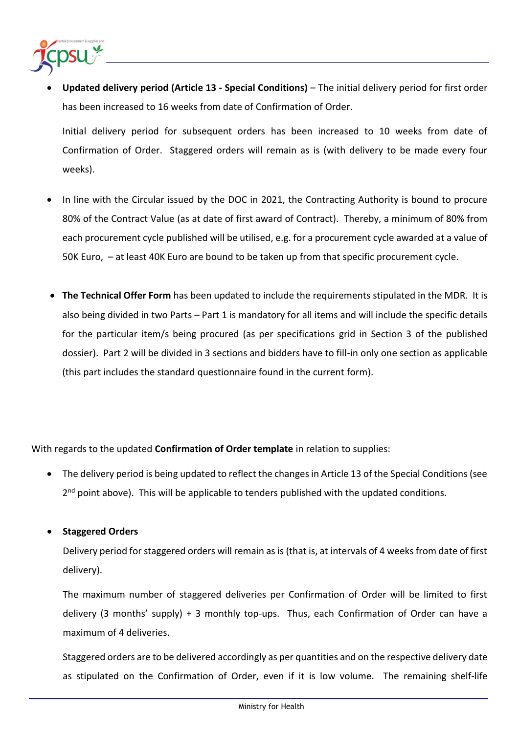- **Updated delivery period (Article 13 - Special Conditions)** – The initial delivery period for first order has been increased to 16 weeks from date of Confirmation of Order.

  Initial delivery period for subsequent orders has been increased to 10 weeks from date of Confirmation of Order. Staggered orders will remain as is (with delivery to be made every four weeks).

- In line with the Circular issued by the DOC in 2021, the Contracting Authority is bound to procure 80% of the Contract Value (as at date of first award of Contract). Thereby, a minimum of 80% from each procurement cycle published will be utilised, e.g. for a procurement cycle awarded at a value of 50K Euro, – at least 40K Euro are bound to be taken up from that specific procurement cycle.

- **The Technical Offer Form** has been updated to include the requirements stipulated in the MDR. It is also being divided in two Parts – Part 1 is mandatory for all items and will include the specific details for the particular item/s being procured (as per specifications grid in Section 3 of the published dossier). Part 2 will be divided in 3 sections and bidders have to fill-in only one section as applicable (this part includes the standard questionnaire found in the current form).

With regards to the updated **Confirmation of Order template** in relation to supplies:

- The delivery period is being updated to reflect the changes in Article 13 of the Special Conditions (see 2nd point above). This will be applicable to tenders published with the updated conditions.

- **Staggered Orders**

  Delivery period for staggered orders will remain as is (that is, at intervals of 4 weeks from date of first delivery).

  The maximum number of staggered deliveries per Confirmation of Order will be limited to first delivery (3 months' supply) + 3 monthly top-ups. Thus, each Confirmation of Order can have a maximum of 4 deliveries.

  Staggered orders are to be delivered accordingly as per quantities and on the respective delivery date as stipulated on the Confirmation of Order, even if it is low volume. The remaining shelf-life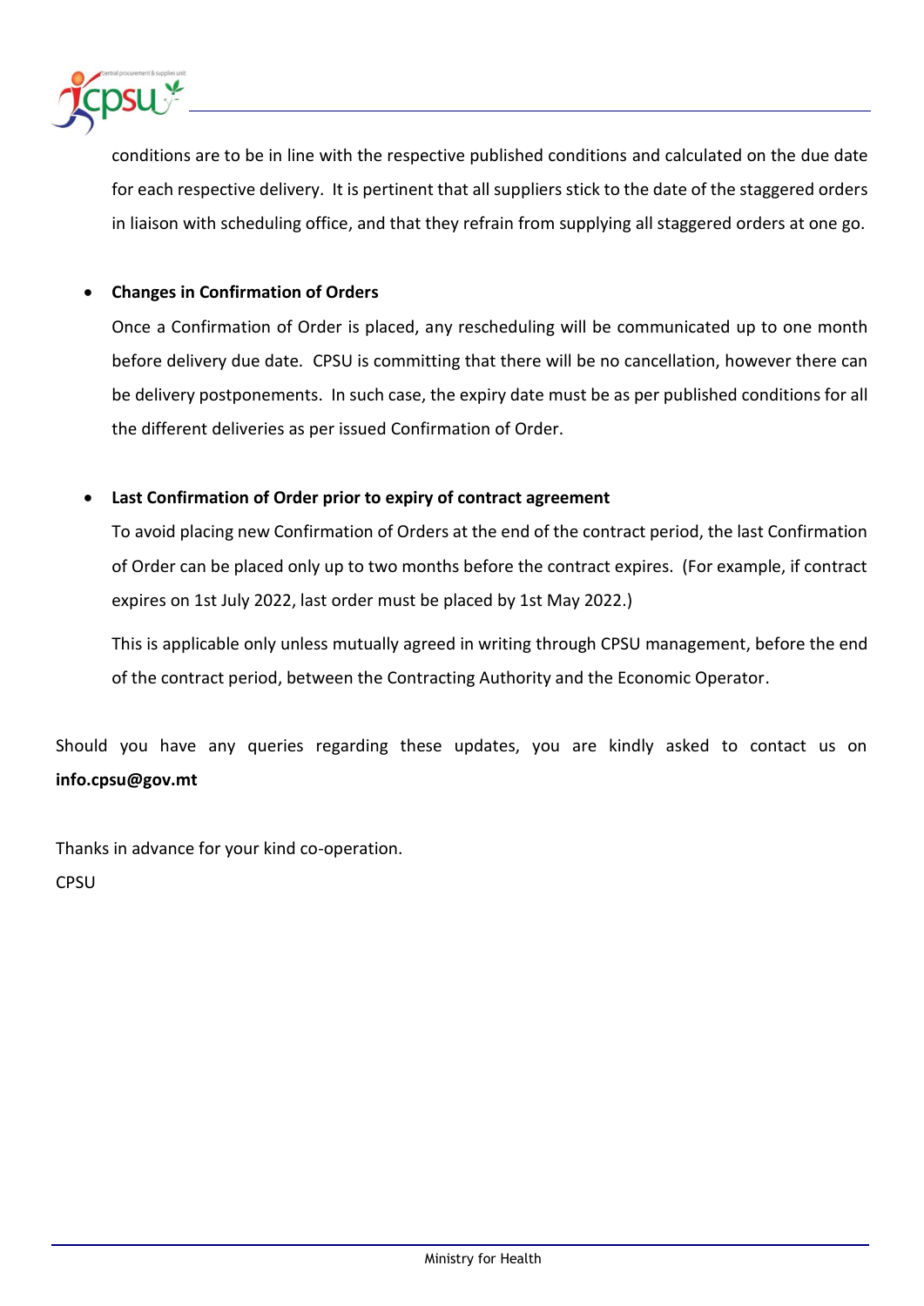conditions are to be in line with the respective published conditions and calculated on the due date for each respective delivery. It is pertinent that all suppliers stick to the date of the staggered orders in liaison with scheduling office, and that they refrain from supplying all staggered orders at one go.

- **Changes in Confirmation of Orders**

  Once a Confirmation of Order is placed, any rescheduling will be communicated up to one month before delivery due date. CPSU is committing that there will be no cancellation, however there can be delivery postponements. In such case, the expiry date must be as per published conditions for all the different deliveries as per issued Confirmation of Order.

- **Last Confirmation of Order prior to expiry of contract agreement**

  To avoid placing new Confirmation of Orders at the end of the contract period, the last Confirmation of Order can be placed only up to two months before the contract expires. (For example, if contract expires on 1st July 2022, last order must be placed by 1st May 2022.)

  This is applicable only unless mutually agreed in writing through CPSU management, before the end of the contract period, between the Contracting Authority and the Economic Operator.

Should you have any queries regarding these updates, you are kindly asked to contact us on **info.cpsu@gov.mt**

Thanks in advance for your kind co-operation.
CPSU